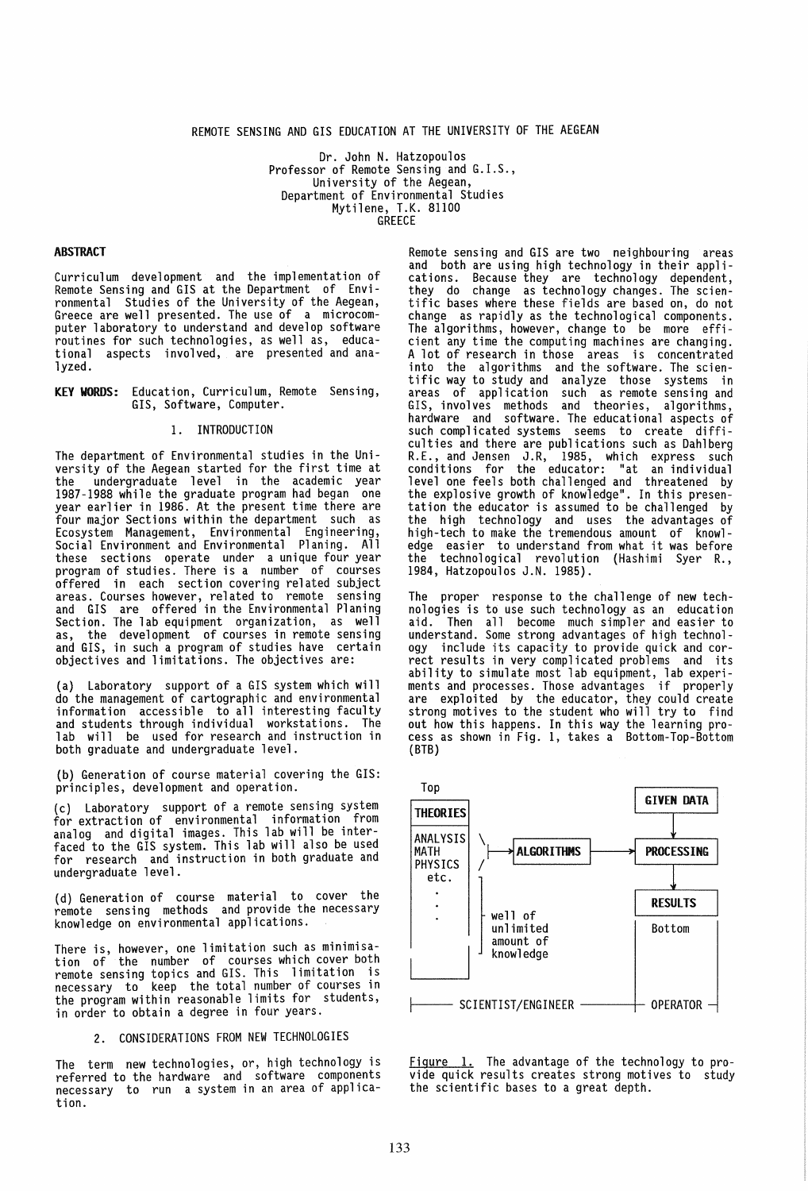# REMOTE SENSING AND GIS EDUCATION AT THE UNIVERSITY OF THE AEGEAN

Dr. John N. Hatzopoulos
Professor of Remote Sensing and G.I.S.,
University of the Aegean,
Department of Environmental Studies
Mytilene, T.K. 81100
GREECE

## ABSTRACT

Curriculum development and the implementation of Remote Sensing and GIS at the Department of Environmental Studies of the University of the Aegean, Greece are well presented. The use of a microcomputer laboratory to understand and develop software routines for such technologies, as well as, educational aspects involved, are presented and analyzed.

**KEY WORDS:** Education, Curriculum, Remote Sensing, GIS, Software, Computer.

## 1. INTRODUCTION

The department of Environmental studies in the University of the Aegean started for the first time at the undergraduate level in the academic year 1987-1988 while the graduate program had began one year earlier in 1986. At the present time there are four major Sections within the department such as Ecosystem Management, Environmental Engineering, Social Environment and Environmental Planing. All these sections operate under a unique four year program of studies. There is a number of courses offered in each section covering related subject areas. Courses however, related to remote sensing and GIS are offered in the Environmental Planing Section. The lab equipment organization, as well as, the development of courses in remote sensing and GIS, in such a program of studies have certain objectives and limitations. The objectives are:

(a) Laboratory support of a GIS system which will do the management of cartographic and environmental information accessible to all interesting faculty and students through individual workstations. The lab will be used for research and instruction in both graduate and undergraduate level.

(b) Generation of course material covering the GIS: principles, development and operation.

(c) Laboratory support of a remote sensing system for extraction of environmental information from analog and digital images. This lab will be interfaced to the GIS system. This lab will also be used for research and instruction in both graduate and undergraduate level.

(d) Generation of course material to cover the remote sensing methods and provide the necessary knowledge on environmental applications.

There is, however, one limitation such as minimisation of the number of courses which cover both remote sensing topics and GIS. This limitation is necessary to keep the total number of courses in the program within reasonable limits for students, in order to obtain a degree in four years.

## 2. CONSIDERATIONS FROM NEW TECHNOLOGIES

The term new technologies, or, high technology is referred to the hardware and software components necessary to run a system in an area of application.

Remote sensing and GIS are two neighbouring areas and both are using high technology in their applications. Because they are technology dependent, they do change as technology changes. The scientific bases where these fields are based on, do not change as rapidly as the technological components. The algorithms, however, change to be more efficient any time the computing machines are changing. A lot of research in those areas is concentrated into the algorithms and the software. The scientific way to study and analyze those systems in areas of application such as remote sensing and GIS, involves methods and theories, algorithms, hardware and software. The educational aspects of such complicated systems seems to create difficulties and there are publications such as Dahlberg R.E., and Jensen J.R, 1985, which express such conditions for the educator: "at an individual level one feels both challenged and threatened by the explosive growth of knowledge". In this presentation the educator is assumed to be challenged by the high technology and uses the advantages of high-tech to make the tremendous amount of knowledge easier to understand from what it was before the technological revolution (Hashimi Syer R., 1984, Hatzopoulos J.N. 1985).

The proper response to the challenge of new technologies is to use such technology as an education aid. Then all become much simpler and easier to understand. Some strong advantages of high technology include its capacity to provide quick and correct results in very complicated problems and its ability to simulate most lab equipment, lab experiments and processes. Those advantages if properly are exploited by the educator, they could create strong motives to the student who will try to find out how this happens. In this way the learning process as shown in Fig. 1, takes a Bottom-Top-Bottom (BTB)

Top: THEORIES (ANALYSIS, MATH, PHYSICS, etc. — well of unlimited amount of knowledge) → ALGORITHMS → PROCESSING ← GIVEN DATA; PROCESSING → RESULTS (Bottom). SCIENTIST/ENGINEER — OPERATOR

Figure 1. The advantage of the technology to provide quick results creates strong motives to study the scientific bases to a great depth.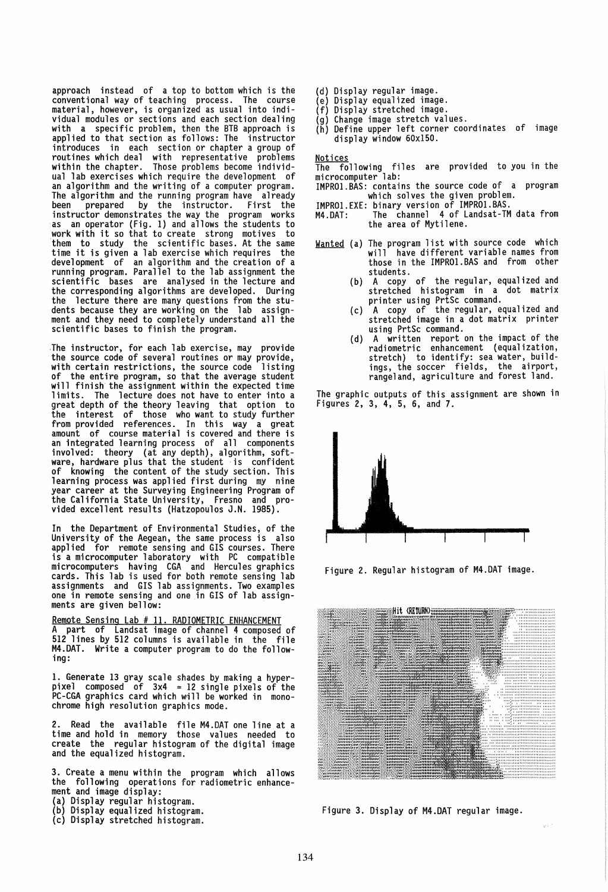approach instead of a top to bottom which is the conventional way of teaching process. The course material, however, is organized as usual into individual modules or sections and each section dealing with a specific problem, then the BTB approach is applied to that section as follows: The instructor introduces in each section or chapter a group of routines which deal with representative problems within the chapter. Those problems become individual lab exercises which require the development of an algorithm and the writing of a computer program. The algorithm and the running program have already been prepared by the instructor. First the instructor demonstrates the way the program works as an operator (Fig. 1) and allows the students to work with it so that to create strong motives to them to study the scientific bases. At the same time it is given a lab exercise which requires the development of an algorithm and the creation of a running program. Parallel to the lab assignment the scientific bases are analysed in the lecture and the corresponding algorithms are developed. During the lecture there are many questions from the students because they are working on the lab assignment and they need to completely understand all the scientific bases to finish the program.

The instructor, for each lab exercise, may provide the source code of several routines or may provide, with certain restrictions, the source code listing of the entire program, so that the average student will finish the assignment within the expected time limits. The lecture does not have to enter into a great depth of the theory leaving that option to the interest of those who want to study further from provided references. In this way a great amount of course material is covered and there is an integrated learning process of all components involved: theory (at any depth), algorithm, software, hardware plus that the student is confident of knowing the content of the study section. This learning process was applied first during my nine year career at the Surveying Engineering Program of the California State University, Fresno and provided excellent results (Hatzopoulos J.N. 1985).

In the Department of Environmental Studies, of the University of the Aegean, the same process is also applied for remote sensing and GIS courses. There is a microcomputer laboratory with PC compatible microcomputers having CGA and Hercules graphics cards. This lab is used for both remote sensing lab assignments and GIS lab assignments. Two examples one in remote sensing and one in GIS of lab assignments are given bellow:

<u>Remote Sensing Lab # 11. RADIOMETRIC ENHANCEMENT</u>

A part of Landsat image of channel 4 composed of 512 lines by 512 columns is available in the file M4.DAT. Write a computer program to do the following:

1. Generate 13 gray scale shades by making a hyperpixel composed of 3x4 = 12 single pixels of the PC-CGA graphics card which will be worked in monochrome high resolution graphics mode.

2. Read the available file M4.DAT one line at a time and hold in memory those values needed to create the regular histogram of the digital image and the equalized histogram.

3. Create a menu within the program which allows the following operations for radiometric enhancement and image display:

(a) Display regular histogram.
(b) Display equalized histogram.
(c) Display stretched histogram.
(d) Display regular image.
(e) Display equalized image.
(f) Display stretched image.
(g) Change image stretch values.
(h) Define upper left corner coordinates of image display window 60x150.

<u>Notices</u>

The following files are provided to you in the microcomputer lab:

IMPRO1.BAS: contains the source code of a program which solves the given problem.
IMPRO1.EXE: binary version of IMPRO1.BAS.
M4.DAT: The channel 4 of Landsat-TM data from the area of Mytilene.

<u>Wanted</u>

(a) The program list with source code which will have different variable names from those in the IMPRO1.BAS and from other students.
(b) A copy of the regular, equalized and stretched histogram in a dot matrix printer using PrtSc command.
(c) A copy of the regular, equalized and stretched image in a dot matrix printer using PrtSc command.
(d) A written report on the impact of the radiometric enhancement (equalization, stretch) to identify: sea water, buildings, the soccer fields, the airport, rangeland, agriculture and forest land.

The graphic outputs of this assignment are shown in Figures 2, 3, 4, 5, 6, and 7.

Figure 2. Regular histogram of M4.DAT image.

Figure 3. Display of M4.DAT regular image.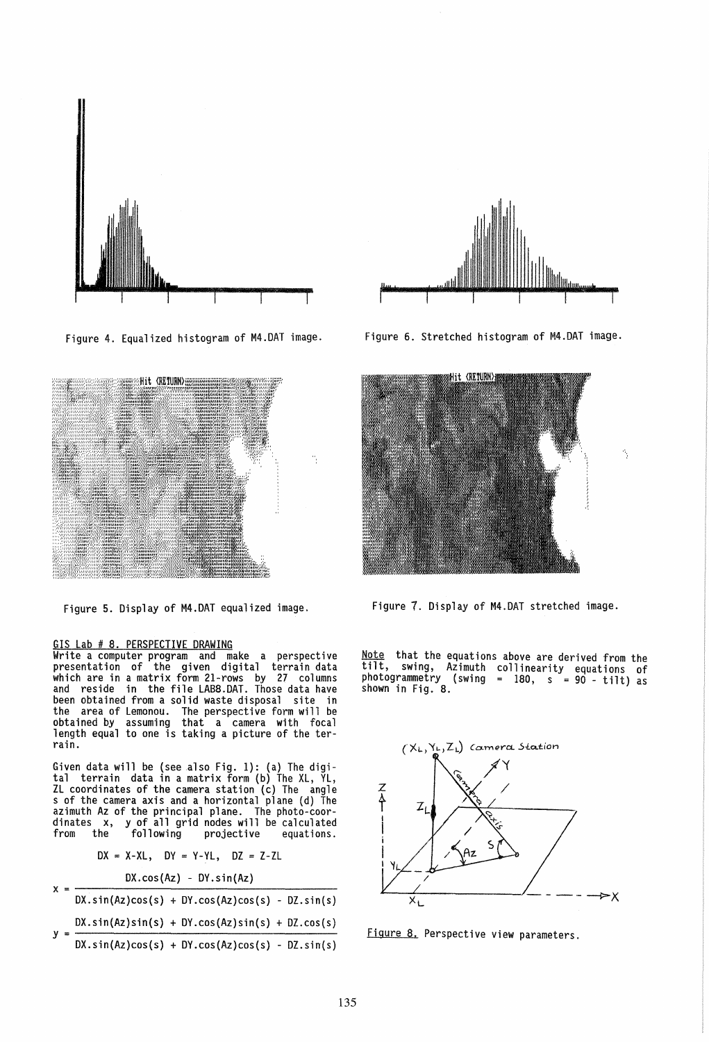Figure 4. Equalized histogram of M4.DAT image.

Figure 6. Stretched histogram of M4.DAT image.

Figure 5. Display of M4.DAT equalized image.

Figure 7. Display of M4.DAT stretched image.

## GIS Lab # 8. PERSPECTIVE DRAWING

Write a computer program and make a perspective presentation of the given digital terrain data which are in a matrix form 21-rows by 27 columns and reside in the file LAB8.DAT. Those data have been obtained from a solid waste disposal site in the area of Lemonou. The perspective form will be obtained by assuming that a camera with focal length equal to one is taking a picture of the terrain.

Given data will be (see also Fig. 1): (a) The digital terrain data in a matrix form (b) The XL, YL, ZL coordinates of the camera station (c) The angle s of the camera axis and a horizontal plane (d) The azimuth Az of the principal plane. The photo-coordinates x, y of all grid nodes will be calculated from the following projective equations.

$$DX = X - XL, \quad DY = Y - YL, \quad DZ = Z - ZL$$

$$x = \frac{DX.\cos(Az) - DY.\sin(Az)}{DX.\sin(Az)\cos(s) + DY.\cos(Az)\cos(s) - DZ.\sin(s)}$$

$$y = \frac{DX.\sin(Az)\sin(s) + DY.\cos(Az)\sin(s) + DZ.\cos(s)}{DX.\sin(Az)\cos(s) + DY.\cos(Az)\cos(s) - DZ.\sin(s)}$$

Note that the equations above are derived from the tilt, swing, Azimuth collinearity equations of photogrammetry (swing = 180, s = 90 - tilt) as shown in Fig. 8.

Figure 8. Perspective view parameters.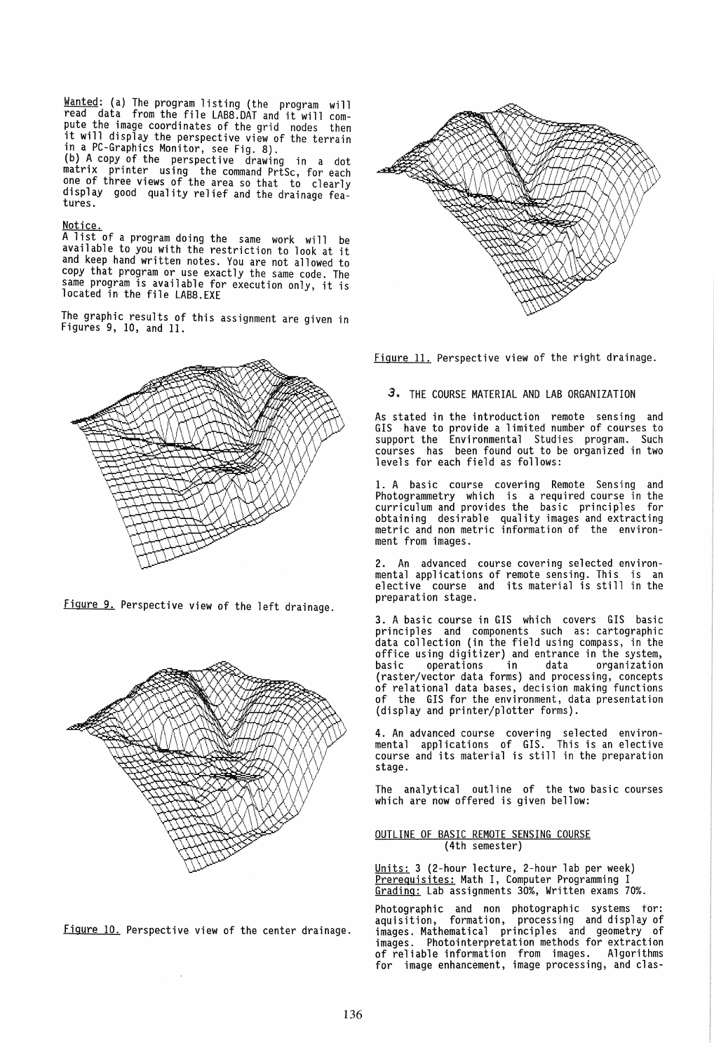Wanted: (a) The program listing (the program will read data from the file LAB8.DAT and it will compute the image coordinates of the grid nodes then it will display the perspective view of the terrain in a PC-Graphics Monitor, see Fig. 8).
(b) A copy of the perspective drawing in a dot matrix printer using the command PrtSc, for each one of three views of the area so that to clearly display good quality relief and the drainage features.

Notice.
A list of a program doing the same work will be available to you with the restriction to look at it and keep hand written notes. You are not allowed to copy that program or use exactly the same code. The same program is available for execution only, it is located in the file LAB8.EXE

The graphic results of this assignment are given in Figures 9, 10, and 11.

Figure 9. Perspective view of the left drainage.

Figure 10. Perspective view of the center drainage.

Figure 11. Perspective view of the right drainage.

## 3. THE COURSE MATERIAL AND LAB ORGANIZATION

As stated in the introduction remote sensing and GIS have to provide a limited number of courses to support the Environmental Studies program. Such courses has been found out to be organized in two levels for each field as follows:

1. A basic course covering Remote Sensing and Photogrammetry which is a required course in the curriculum and provides the basic principles for obtaining desirable quality images and extracting metric and non metric information of the environment from images.

2. An advanced course covering selected environmental applications of remote sensing. This is an elective course and its material is still in the preparation stage.

3. A basic course in GIS which covers GIS basic principles and components such as: cartographic data collection (in the field using compass, in the office using digitizer) and entrance in the system, basic operations in data organization (raster/vector data forms) and processing, concepts of relational data bases, decision making functions of the GIS for the environment, data presentation (display and printer/plotter forms).

4. An advanced course covering selected environmental applications of GIS. This is an elective course and its material is still in the preparation stage.

The analytical outline of the two basic courses which are now offered is given bellow:

OUTLINE OF BASIC REMOTE SENSING COURSE
(4th semester)

Units: 3 (2-hour lecture, 2-hour lab per week)
Prerequisites: Math I, Computer Programming I
Grading: Lab assignments 30%, Written exams 70%.

Photographic and non photographic systems for: aquisition, formation, processing and display of images. Mathematical principles and geometry of images. Photointerpretation methods for extraction of reliable information from images. Algorithms for image enhancement, image processing, and clas-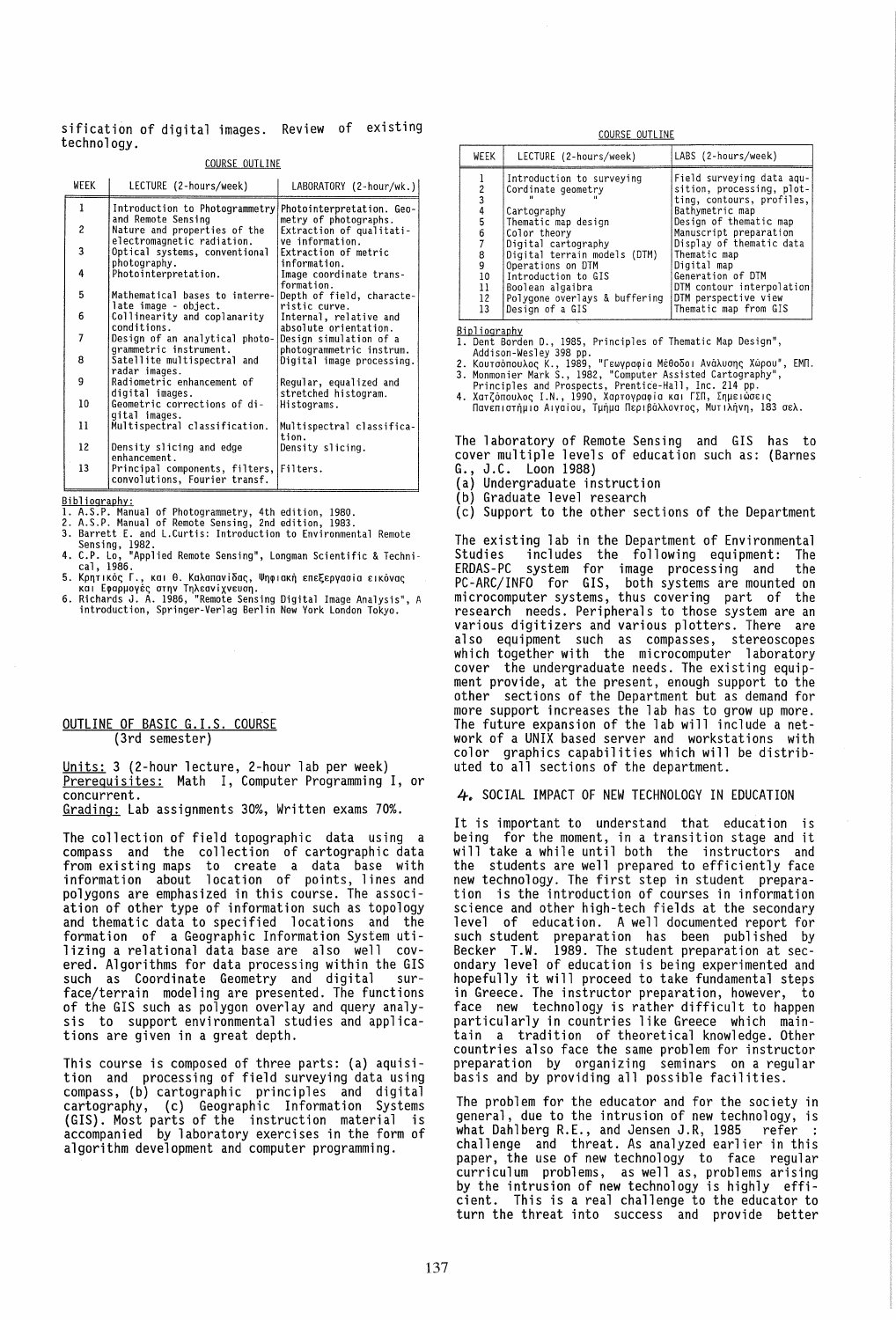sification of digital images. Review of existing technology.

COURSE OUTLINE

| WEEK | LECTURE (2-hours/week) | LABORATORY (2-hour/wk.) |
|---|---|---|
| 1 | Introduction to Photogrammetry and Remote Sensing | Photointerpretation. Geometry of photographs. |
| 2 | Nature and properties of the electromagnetic radiation. | Extraction of qualitative information. |
| 3 | Optical systems, conventional photography. | Extraction of metric information. |
| 4 | Photointerpretation. | Image coordinate transformation. |
| 5 | Mathematical bases to interrelate image - object. | Depth of field, characteristic curve. |
| 6 | Collinearity and coplanarity conditions. | Internal, relative and absolute orientation. |
| 7 | Design of an analytical photogrammetric instrument. | Design simulation of a stretched photogrammetric instrum. |
| 8 | Satellite multispectral and radar images. | Digital image processing. |
| 9 | Radiometric enhancement of digital images. | Regular, equalized and stretched histogram. |
| 10 | Geometric corrections of digital images. | Histograms. |
| 11 | Multispectral classification. | Multispectral classification. |
| 12 | Density slicing and edge enhancement. | Density slicing. |
| 13 | Principal components, filters, convolutions, Fourier transf. | Filters. |

Bibliography:
1. A.S.P. Manual of Photogrammetry, 4th edition, 1980.
2. A.S.P. Manual of Remote Sensing, 2nd edition, 1983.
3. Barrett E. and L.Curtis: Introduction to Environmental Remote Sensing, 1982.
4. C.P. Lo, "Applied Remote Sensing", Longman Scientific & Technical, 1986.
5. Κρητικός Γ., και Θ. Καλαπανίδας, Ψηφιακή επεξεργασία εικόνας και Εφαρμογές στην Τηλεανίχνευση.
6. Richards J. A. 1986, "Remote Sensing Digital Image Analysis", A introduction, Springer-Verlag Berlin New York London Tokyo.

## OUTLINE OF BASIC G.I.S. COURSE (3rd semester)

Units: 3 (2-hour lecture, 2-hour lab per week)
Prerequisites: Math I, Computer Programming I, or concurrent.
Grading: Lab assignments 30%, Written exams 70%.

The collection of field topographic data using a compass and the collection of cartographic data from existing maps to create a data base with information about location of points, lines and polygons are emphasized in this course. The association of other type of information such as topology and thematic data to specified locations and the formation of a Geographic Information System utilizing a relational data base are also well covered. Algorithms for data processing within the GIS such as Coordinate Geometry and digital surface/terrain modeling are presented. The functions of the GIS such as polygon overlay and query analysis to support environmental studies and applications are given in a great depth.

This course is composed of three parts: (a) aquisition and processing of field surveying data using compass, (b) cartographic principles and digital cartography, (c) Geographic Information Systems (GIS). Most parts of the instruction material is accompanied by laboratory exercises in the form of algorithm development and computer programming.

COURSE OUTLINE

| WEEK | LECTURE (2-hours/week) | LABS (2-hours/week) |
|---|---|---|
| 1 | Introduction to surveying | Field surveying data aquisition, processing, plotting, contours, profiles, |
| 2 | Cordinate geometry | |
| 3 | " " | |
| 4 | Cartography | Bathymetric map |
| 5 | Thematic map design | Design of thematic map |
| 6 | Color theory | Manuscript preparation |
| 7 | Digital cartography | Display of thematic data |
| 8 | Digital terrain models (DTM) | Thematic map |
| 9 | Operations on DTM | Digital map |
| 10 | Introduction to GIS | Generation of DTM |
| 11 | Boolean algaibra | DTM contour interpolation |
| 12 | Polygone overlays & buffering | DTM perspective view |
| 13 | Design of a GIS | Thematic map from GIS |

Bibliography
1. Dent Borden D., 1985, Principles of Thematic Map Design", Addison-Wesley 398 pp.
2. Κουτσόπουλος Κ., 1989, "Γεωγραφία Μέθοδοι Ανάλυσης Χώρου", ΕΜΠ.
3. Monmonier Mark S., 1982, "Computer Assisted Cartography", Principles and Prospects, Prentice-Hall, Inc. 214 pp.
4. Χατζόπουλος Ι.Ν., 1990, Χαρτογραφία και ΓΣΠ, Σημειώσεις Πανεπιστήμιο Αιγαίου, Τμήμα Περιβάλλοντος, Μυτιλήνη, 183 σελ.

The laboratory of Remote Sensing and GIS has to cover multiple levels of education such as: (Barnes G., J.C. Loon 1988)
(a) Undergraduate instruction
(b) Graduate level research
(c) Support to the other sections of the Department

The existing lab in the Department of Environmental Studies includes the following equipment: The ERDAS-PC system for image processing and the PC-ARC/INFO for GIS, both systems are mounted on microcomputer systems, thus covering part of the research needs. Peripherals to those system are an various digitizers and various plotters. There are also equipment such as compasses, stereoscopes which together with the microcomputer laboratory cover the undergraduate needs. The existing equipment provide, at the present, enough support to the other sections of the Department but as demand for more support increases the lab has to grow up more. The future expansion of the lab will include a network of a UNIX based server and workstations with color graphics capabilities which will be distributed to all sections of the department.

## 4. SOCIAL IMPACT OF NEW TECHNOLOGY IN EDUCATION

It is important to understand that education is being for the moment, in a transition stage and it will take a while until both the instructors and the students are well prepared to efficiently face new technology. The first step in student preparation is the introduction of courses in information science and other high-tech fields at the secondary level of education. A well documented report for such student preparation has been published by Becker T.W. 1989. The student preparation at secondary level of education is being experimented and hopefully it will proceed to take fundamental steps in Greece. The instructor preparation, however, to face new technology is rather difficult to happen particularly in countries like Greece which maintain a tradition of theoretical knowledge. Other countries also face the same problem for instructor preparation by organizing seminars on a regular basis and by providing all possible facilities.

The problem for the educator and for the society in general, due to the intrusion of new technology, is what Dahlberg R.E., and Jensen J.R, 1985 refer : challenge and threat. As analyzed earlier in this paper, the use of new technology to face regular curriculum problems, as well as, problems arising by the intrusion of new technology is highly efficient. This is a real challenge to the educator to turn the threat into success and provide better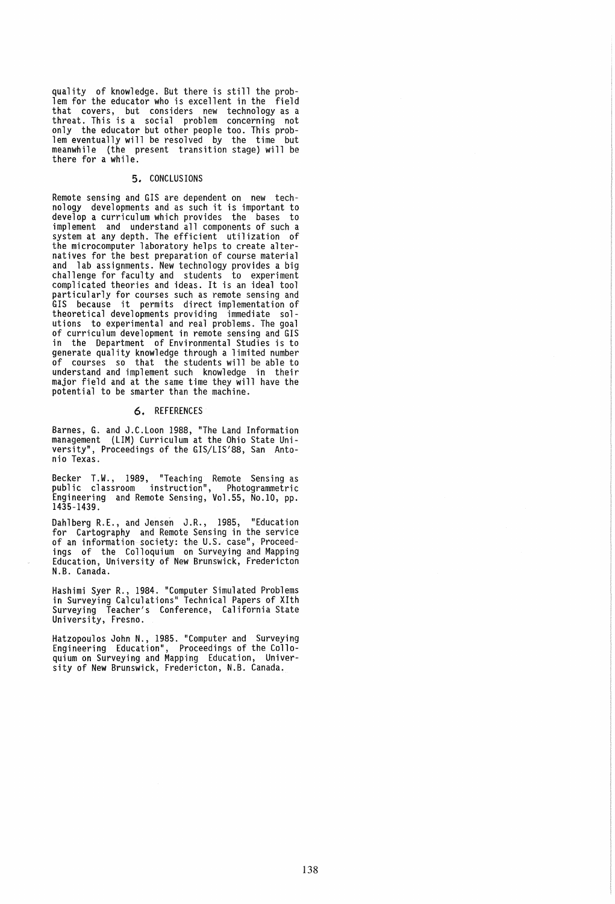quality of knowledge. But there is still the problem for the educator who is excellent in the field that covers, but considers new technology as a threat. This is a social problem concerning not only the educator but other people too. This problem eventually will be resolved by the time but meanwhile (the present transition stage) will be there for a while.

## 5. CONCLUSIONS

Remote sensing and GIS are dependent on new technology developments and as such it is important to develop a curriculum which provides the bases to implement and understand all components of such a system at any depth. The efficient utilization of the microcomputer laboratory helps to create alternatives for the best preparation of course material and lab assignments. New technology provides a big challenge for faculty and students to experiment complicated theories and ideas. It is an ideal tool particularly for courses such as remote sensing and GIS because it permits direct implementation of theoretical developments providing immediate solutions to experimental and real problems. The goal of curriculum development in remote sensing and GIS in the Department of Environmental Studies is to generate quality knowledge through a limited number of courses so that the students will be able to understand and implement such knowledge in their major field and at the same time they will have the potential to be smarter than the machine.

## 6. REFERENCES

Barnes, G. and J.C.Loon 1988, "The Land Information management (LIM) Curriculum at the Ohio State University", Proceedings of the GIS/LIS'88, San Antonio Texas.

Becker T.W., 1989, "Teaching Remote Sensing as public classroom instruction", Photogrammetric Engineering and Remote Sensing, Vol.55, No.10, pp. 1435-1439.

Dahlberg R.E., and Jensen J.R., 1985, "Education for Cartography and Remote Sensing in the service of an information society: the U.S. case", Proceedings of the Colloquium on Surveying and Mapping Education, University of New Brunswick, Fredericton N.B. Canada.

Hashimi Syer R., 1984. "Computer Simulated Problems in Surveying Calculations" Technical Papers of XIth Surveying Teacher's Conference, California State University, Fresno.

Hatzopoulos John N., 1985. "Computer and Surveying Engineering Education", Proceedings of the Colloquium on Surveying and Mapping Education, University of New Brunswick, Fredericton, N.B. Canada.